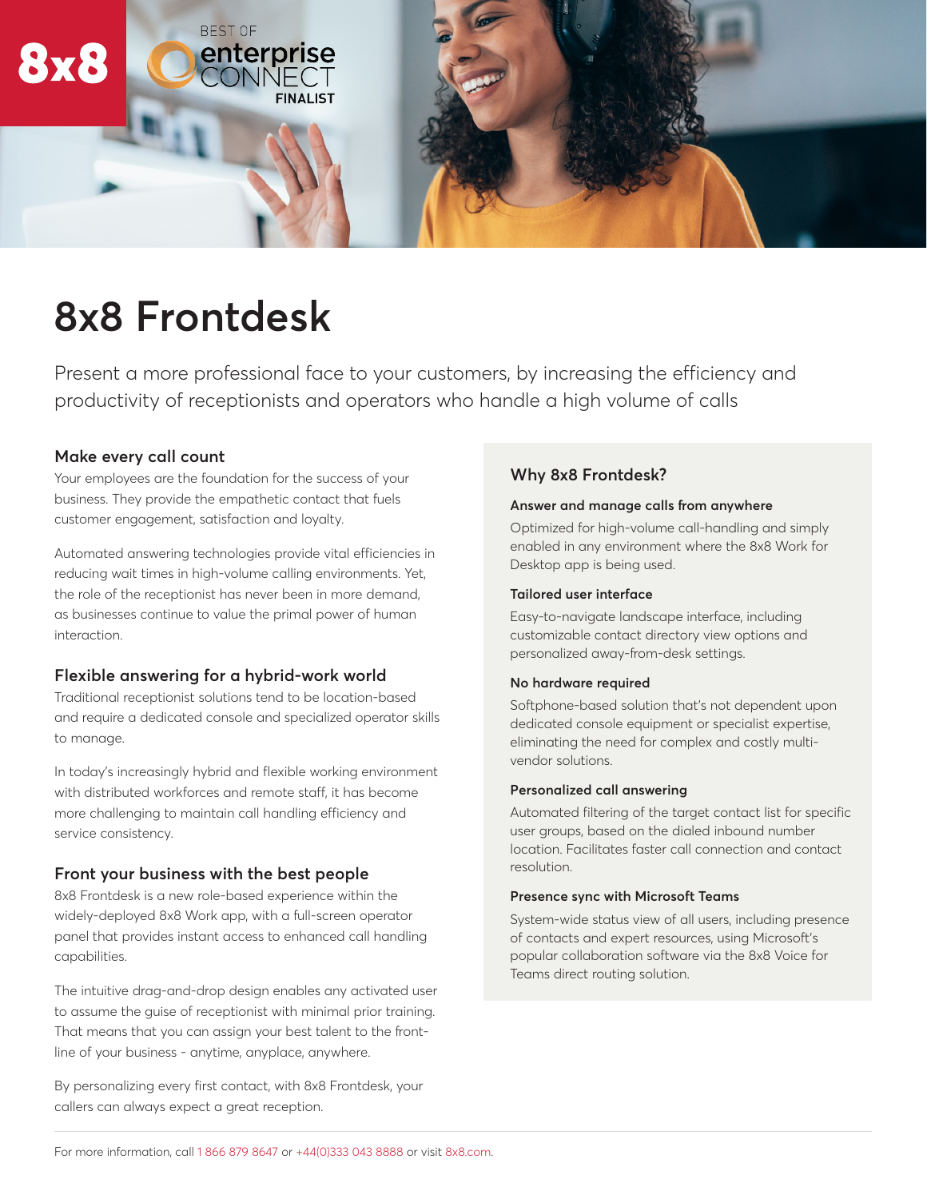8x8

BEST OF enterprise CONNECT FINALIST

# 8x8 Frontdesk

Present a more professional face to your customers, by increasing the efficiency and productivity of receptionists and operators who handle a high volume of calls

## Make every call count

Your employees are the foundation for the success of your business. They provide the empathetic contact that fuels customer engagement, satisfaction and loyalty.

Automated answering technologies provide vital efficiencies in reducing wait times in high-volume calling environments. Yet, the role of the receptionist has never been in more demand, as businesses continue to value the primal power of human interaction.

## Flexible answering for a hybrid-work world

Traditional receptionist solutions tend to be location-based and require a dedicated console and specialized operator skills to manage.

In today's increasingly hybrid and flexible working environment with distributed workforces and remote staff, it has become more challenging to maintain call handling efficiency and service consistency.

## Front your business with the best people

8x8 Frontdesk is a new role-based experience within the widely-deployed 8x8 Work app, with a full-screen operator panel that provides instant access to enhanced call handling capabilities.

The intuitive drag-and-drop design enables any activated user to assume the guise of receptionist with minimal prior training. That means that you can assign your best talent to the front-line of your business - anytime, anyplace, anywhere.

By personalizing every first contact, with 8x8 Frontdesk, your callers can always expect a great reception.

## Why 8x8 Frontdesk?

### Answer and manage calls from anywhere

Optimized for high-volume call-handling and simply enabled in any environment where the 8x8 Work for Desktop app is being used.

### Tailored user interface

Easy-to-navigate landscape interface, including customizable contact directory view options and personalized away-from-desk settings.

### No hardware required

Softphone-based solution that's not dependent upon dedicated console equipment or specialist expertise, eliminating the need for complex and costly multi-vendor solutions.

### Personalized call answering

Automated filtering of the target contact list for specific user groups, based on the dialed inbound number location. Facilitates faster call connection and contact resolution.

### Presence sync with Microsoft Teams

System-wide status view of all users, including presence of contacts and expert resources, using Microsoft's popular collaboration software via the 8x8 Voice for Teams direct routing solution.

For more information, call 1 866 879 8647 or +44(0)333 043 8888 or visit 8x8.com.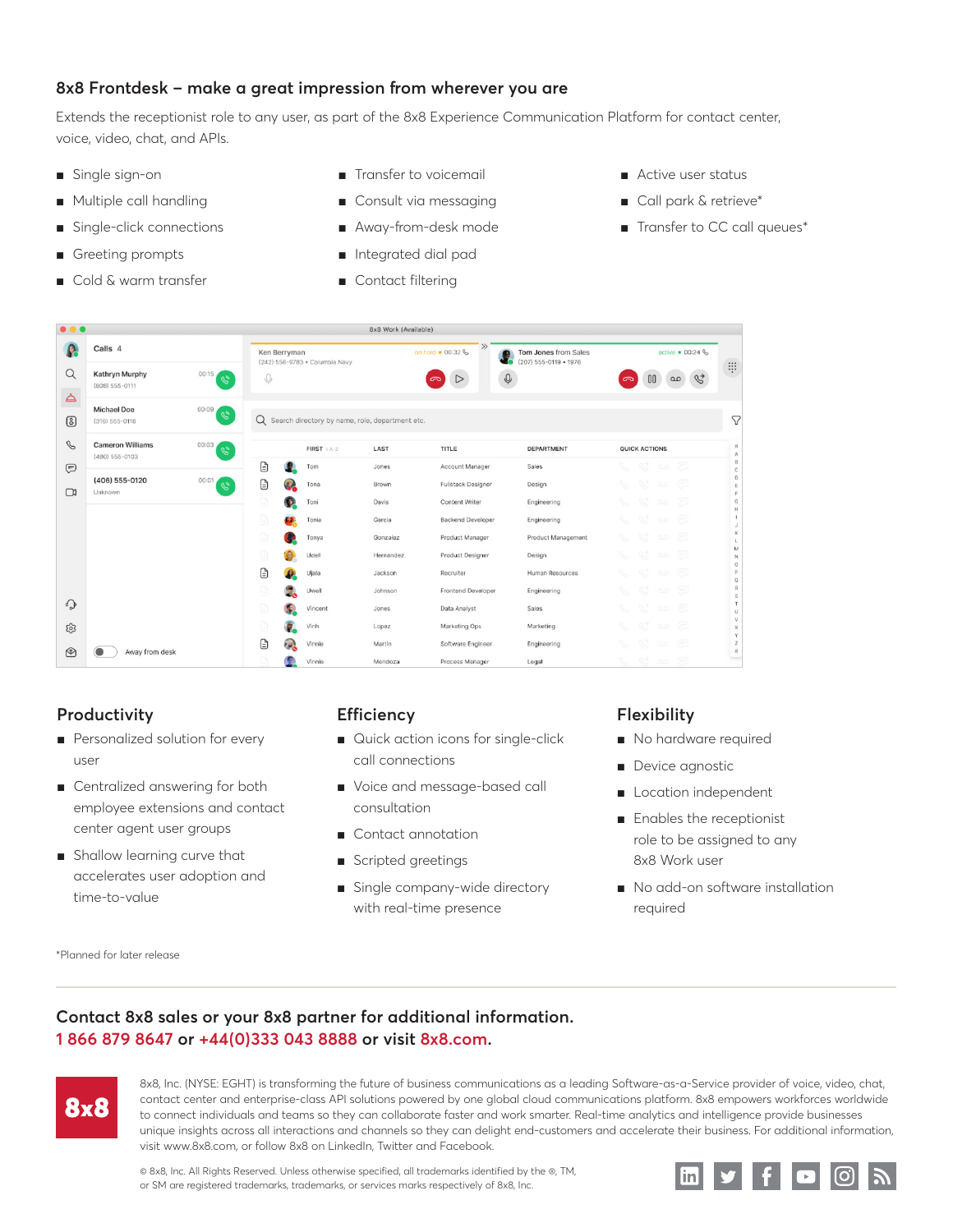## 8x8 Frontdesk – make a great impression from wherever you are

Extends the receptionist role to any user, as part of the 8x8 Experience Communication Platform for contact center, voice, video, chat, and APIs.

- Single sign-on
- Multiple call handling
- Single-click connections
- Greeting prompts
- Cold & warm transfer
- Transfer to voicemail
- Consult via messaging
- Away-from-desk mode
- Integrated dial pad
- Contact filtering
- Active user status
- Call park & retrieve*
- Transfer to CC call queues*

### Productivity

- Personalized solution for every user
- Centralized answering for both employee extensions and contact center agent user groups
- Shallow learning curve that accelerates user adoption and time-to-value

### Efficiency

- Quick action icons for single-click call connections
- Voice and message-based call consultation
- Contact annotation
- Scripted greetings
- Single company-wide directory with real-time presence

### Flexibility

- No hardware required
- Device agnostic
- Location independent
- Enables the receptionist role to be assigned to any 8x8 Work user
- No add-on software installation required

*Planned for later release

**Contact 8x8 sales or your 8x8 partner for additional information.**
**1 866 879 8647 or +44(0)333 043 8888 or visit 8x8.com.**

8x8, Inc. (NYSE: EGHT) is transforming the future of business communications as a leading Software-as-a-Service provider of voice, video, chat, contact center and enterprise-class API solutions powered by one global cloud communications platform. 8x8 empowers workforces worldwide to connect individuals and teams so they can collaborate faster and work smarter. Real-time analytics and intelligence provide businesses unique insights across all interactions and channels so they can delight end-customers and accelerate their business. For additional information, visit www.8x8.com, or follow 8x8 on LinkedIn, Twitter and Facebook.

© 8x8, Inc. All Rights Reserved. Unless otherwise specified, all trademarks identified by the ®, TM, or SM are registered trademarks, trademarks, or services marks respectively of 8x8, Inc.